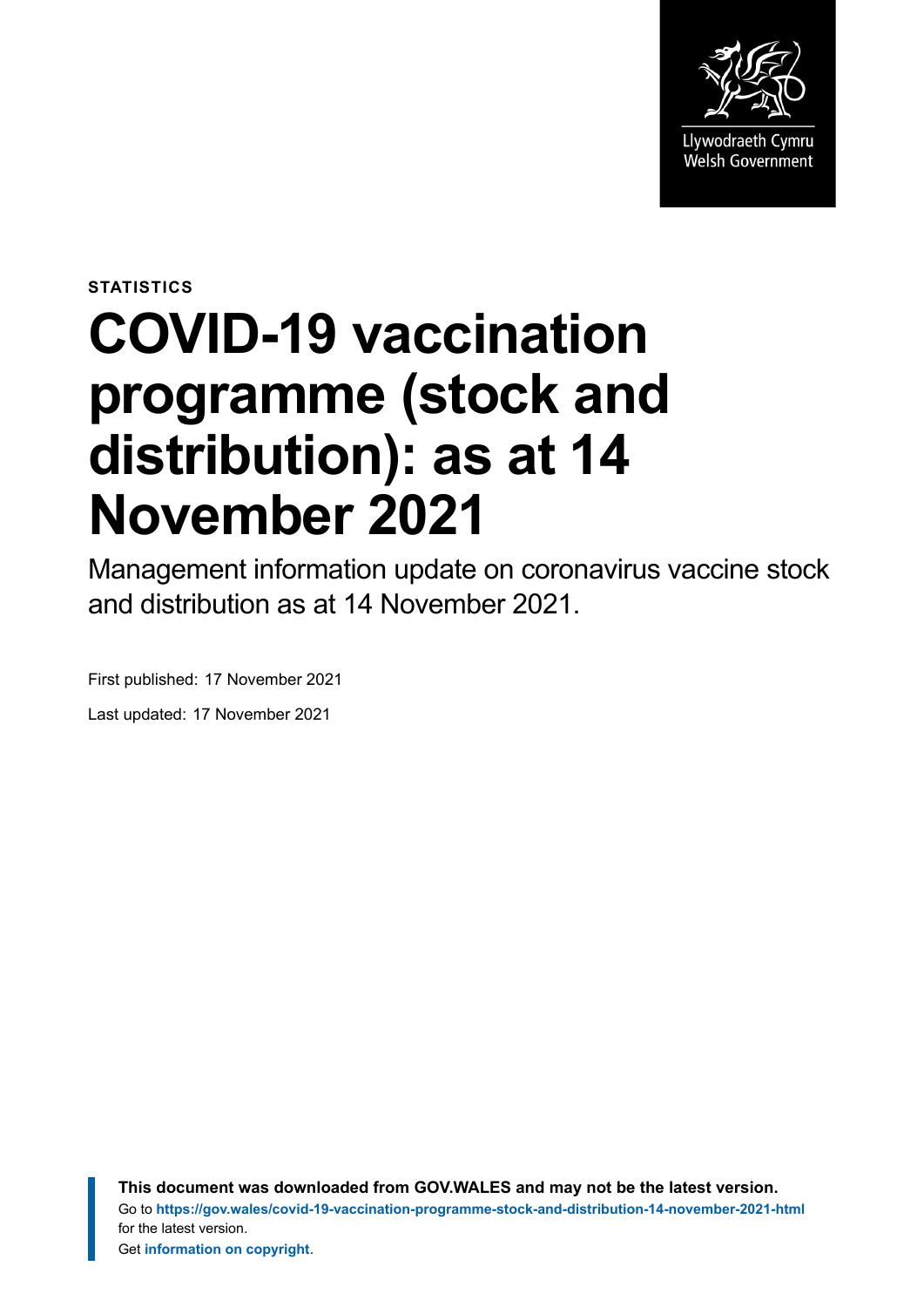Llywodraeth Cymru
Welsh Government

STATISTICS

# COVID-19 vaccination programme (stock and distribution): as at 14 November 2021

Management information update on coronavirus vaccine stock and distribution as at 14 November 2021.

First published: 17 November 2021

Last updated: 17 November 2021

**This document was downloaded from GOV.WALES and may not be the latest version.**
Go to **https://gov.wales/covid-19-vaccination-programme-stock-and-distribution-14-november-2021-html** for the latest version.
Get **information on copyright**.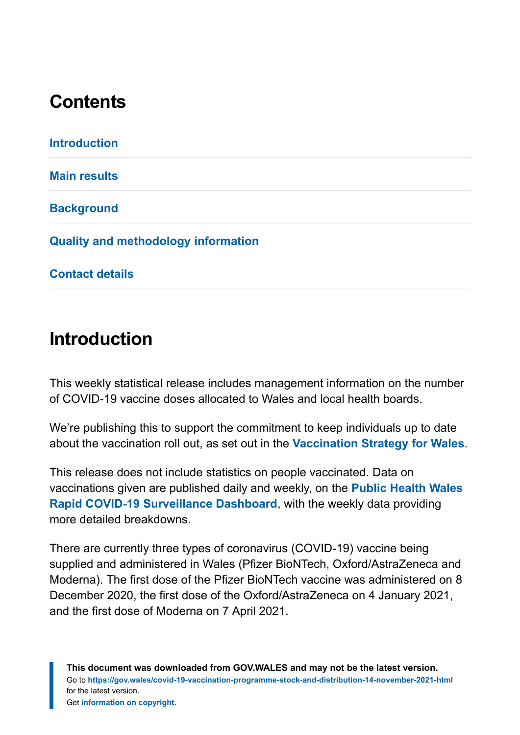## Contents

Introduction

Main results

Background

Quality and methodology information

Contact details

## Introduction

This weekly statistical release includes management information on the number of COVID-19 vaccine doses allocated to Wales and local health boards.

We're publishing this to support the commitment to keep individuals up to date about the vaccination roll out, as set out in the **Vaccination Strategy for Wales**.

This release does not include statistics on people vaccinated. Data on vaccinations given are published daily and weekly, on the **Public Health Wales Rapid COVID-19 Surveillance Dashboard**, with the weekly data providing more detailed breakdowns.

There are currently three types of coronavirus (COVID-19) vaccine being supplied and administered in Wales (Pfizer BioNTech, Oxford/AstraZeneca and Moderna). The first dose of the Pfizer BioNTech vaccine was administered on 8 December 2020, the first dose of the Oxford/AstraZeneca on 4 January 2021, and the first dose of Moderna on 7 April 2021.

**This document was downloaded from GOV.WALES and may not be the latest version.**
Go to **https://gov.wales/covid-19-vaccination-programme-stock-and-distribution-14-november-2021-html** for the latest version.
Get **information on copyright**.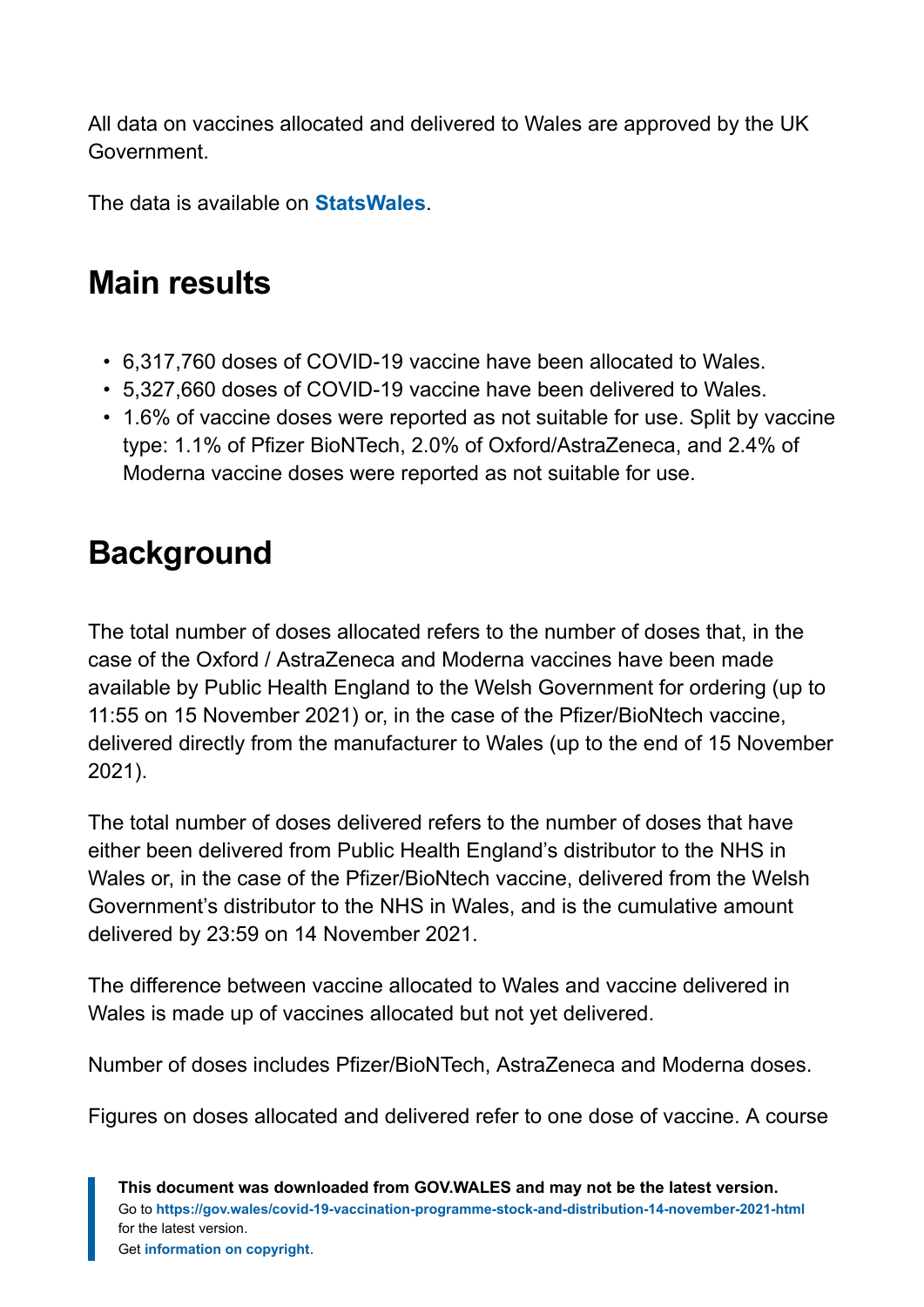All data on vaccines allocated and delivered to Wales are approved by the UK Government.

The data is available on **StatsWales**.

## Main results

- 6,317,760 doses of COVID-19 vaccine have been allocated to Wales.
- 5,327,660 doses of COVID-19 vaccine have been delivered to Wales.
- 1.6% of vaccine doses were reported as not suitable for use. Split by vaccine type: 1.1% of Pfizer BioNTech, 2.0% of Oxford/AstraZeneca, and 2.4% of Moderna vaccine doses were reported as not suitable for use.

## Background

The total number of doses allocated refers to the number of doses that, in the case of the Oxford / AstraZeneca and Moderna vaccines have been made available by Public Health England to the Welsh Government for ordering (up to 11:55 on 15 November 2021) or, in the case of the Pfizer/BioNtech vaccine, delivered directly from the manufacturer to Wales (up to the end of 15 November 2021).

The total number of doses delivered refers to the number of doses that have either been delivered from Public Health England's distributor to the NHS in Wales or, in the case of the Pfizer/BioNtech vaccine, delivered from the Welsh Government's distributor to the NHS in Wales, and is the cumulative amount delivered by 23:59 on 14 November 2021.

The difference between vaccine allocated to Wales and vaccine delivered in Wales is made up of vaccines allocated but not yet delivered.

Number of doses includes Pfizer/BioNTech, AstraZeneca and Moderna doses.

Figures on doses allocated and delivered refer to one dose of vaccine. A course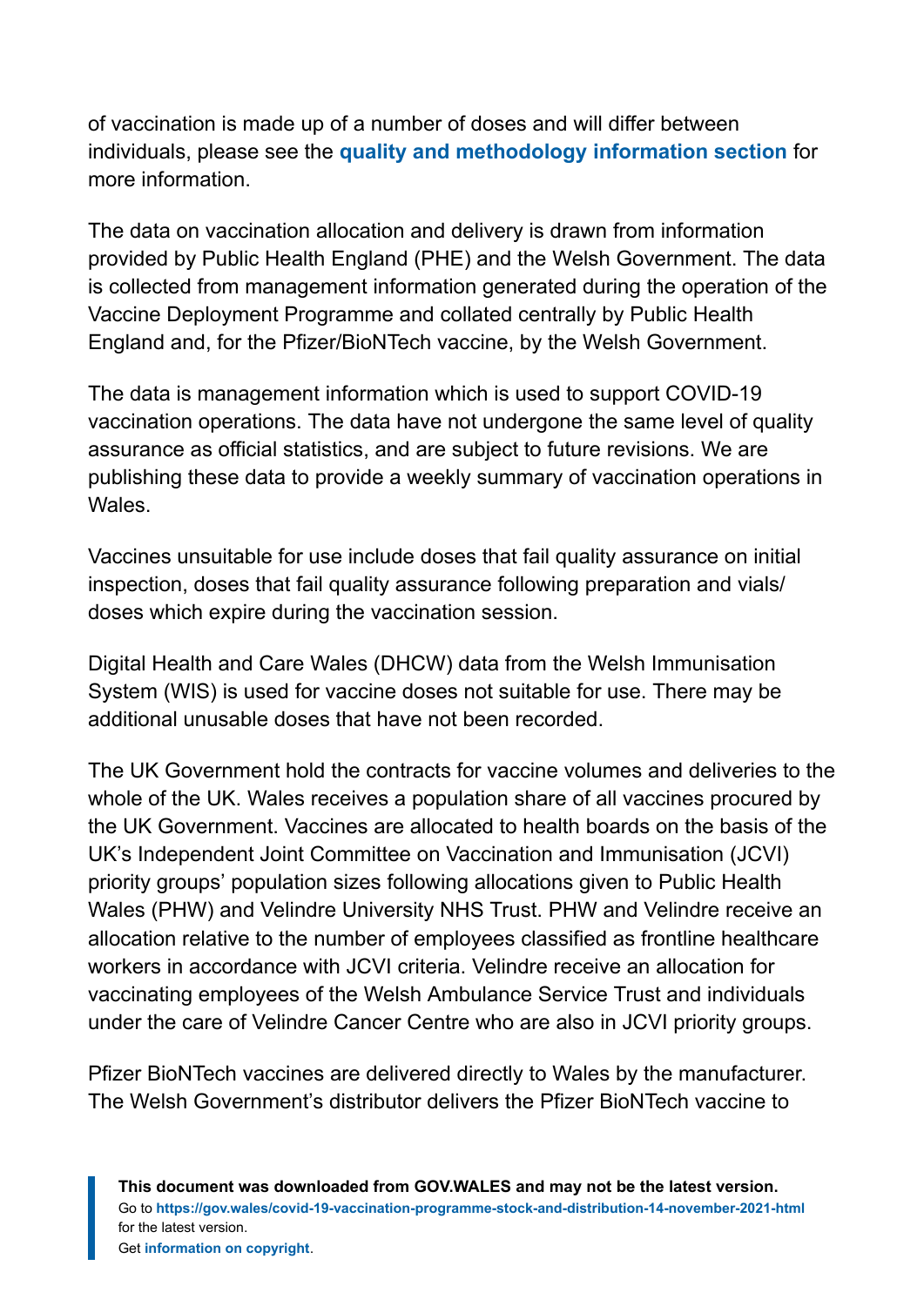of vaccination is made up of a number of doses and will differ between individuals, please see the **quality and methodology information section** for more information.

The data on vaccination allocation and delivery is drawn from information provided by Public Health England (PHE) and the Welsh Government. The data is collected from management information generated during the operation of the Vaccine Deployment Programme and collated centrally by Public Health England and, for the Pfizer/BioNTech vaccine, by the Welsh Government.

The data is management information which is used to support COVID-19 vaccination operations. The data have not undergone the same level of quality assurance as official statistics, and are subject to future revisions. We are publishing these data to provide a weekly summary of vaccination operations in Wales.

Vaccines unsuitable for use include doses that fail quality assurance on initial inspection, doses that fail quality assurance following preparation and vials/ doses which expire during the vaccination session.

Digital Health and Care Wales (DHCW) data from the Welsh Immunisation System (WIS) is used for vaccine doses not suitable for use. There may be additional unusable doses that have not been recorded.

The UK Government hold the contracts for vaccine volumes and deliveries to the whole of the UK. Wales receives a population share of all vaccines procured by the UK Government. Vaccines are allocated to health boards on the basis of the UK's Independent Joint Committee on Vaccination and Immunisation (JCVI) priority groups' population sizes following allocations given to Public Health Wales (PHW) and Velindre University NHS Trust. PHW and Velindre receive an allocation relative to the number of employees classified as frontline healthcare workers in accordance with JCVI criteria. Velindre receive an allocation for vaccinating employees of the Welsh Ambulance Service Trust and individuals under the care of Velindre Cancer Centre who are also in JCVI priority groups.

Pfizer BioNTech vaccines are delivered directly to Wales by the manufacturer. The Welsh Government's distributor delivers the Pfizer BioNTech vaccine to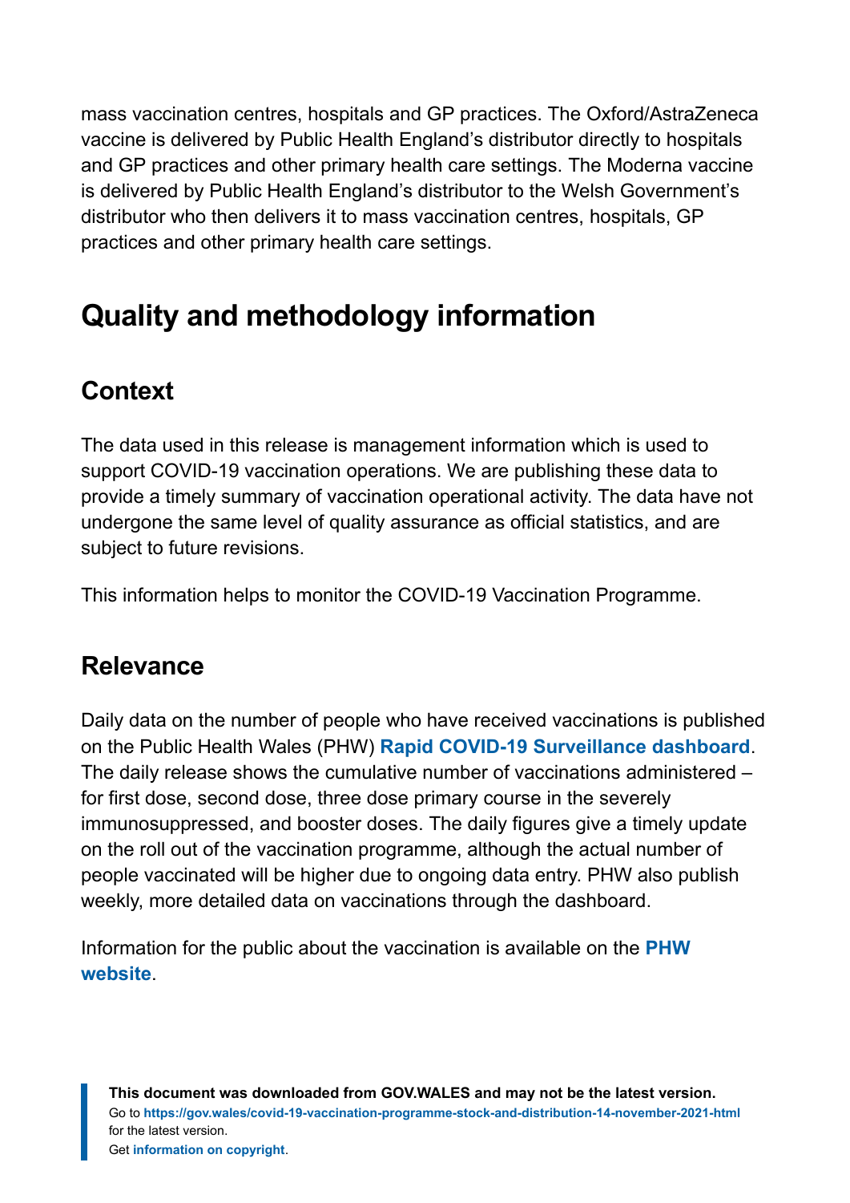mass vaccination centres, hospitals and GP practices. The Oxford/AstraZeneca vaccine is delivered by Public Health England's distributor directly to hospitals and GP practices and other primary health care settings. The Moderna vaccine is delivered by Public Health England's distributor to the Welsh Government's distributor who then delivers it to mass vaccination centres, hospitals, GP practices and other primary health care settings.

## Quality and methodology information

### Context

The data used in this release is management information which is used to support COVID-19 vaccination operations. We are publishing these data to provide a timely summary of vaccination operational activity. The data have not undergone the same level of quality assurance as official statistics, and are subject to future revisions.

This information helps to monitor the COVID-19 Vaccination Programme.

### Relevance

Daily data on the number of people who have received vaccinations is published on the Public Health Wales (PHW) **Rapid COVID-19 Surveillance dashboard**. The daily release shows the cumulative number of vaccinations administered – for first dose, second dose, three dose primary course in the severely immunosuppressed, and booster doses. The daily figures give a timely update on the roll out of the vaccination programme, although the actual number of people vaccinated will be higher due to ongoing data entry. PHW also publish weekly, more detailed data on vaccinations through the dashboard.

Information for the public about the vaccination is available on the **PHW website**.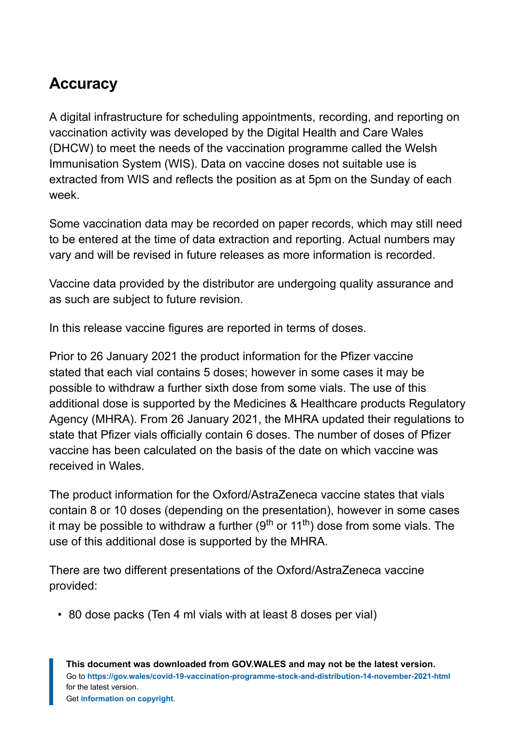## Accuracy

A digital infrastructure for scheduling appointments, recording, and reporting on vaccination activity was developed by the Digital Health and Care Wales (DHCW) to meet the needs of the vaccination programme called the Welsh Immunisation System (WIS). Data on vaccine doses not suitable use is extracted from WIS and reflects the position as at 5pm on the Sunday of each week.

Some vaccination data may be recorded on paper records, which may still need to be entered at the time of data extraction and reporting. Actual numbers may vary and will be revised in future releases as more information is recorded.

Vaccine data provided by the distributor are undergoing quality assurance and as such are subject to future revision.

In this release vaccine figures are reported in terms of doses.

Prior to 26 January 2021 the product information for the Pfizer vaccine stated that each vial contains 5 doses; however in some cases it may be possible to withdraw a further sixth dose from some vials. The use of this additional dose is supported by the Medicines & Healthcare products Regulatory Agency (MHRA). From 26 January 2021, the MHRA updated their regulations to state that Pfizer vials officially contain 6 doses. The number of doses of Pfizer vaccine has been calculated on the basis of the date on which vaccine was received in Wales.

The product information for the Oxford/AstraZeneca vaccine states that vials contain 8 or 10 doses (depending on the presentation), however in some cases it may be possible to withdraw a further (9th or 11th) dose from some vials. The use of this additional dose is supported by the MHRA.

There are two different presentations of the Oxford/AstraZeneca vaccine provided:

- 80 dose packs (Ten 4 ml vials with at least 8 doses per vial)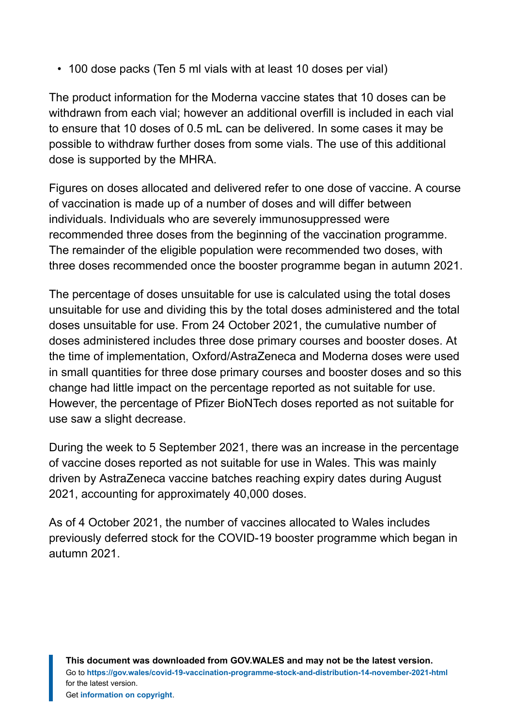- 100 dose packs (Ten 5 ml vials with at least 10 doses per vial)

The product information for the Moderna vaccine states that 10 doses can be withdrawn from each vial; however an additional overfill is included in each vial to ensure that 10 doses of 0.5 mL can be delivered. In some cases it may be possible to withdraw further doses from some vials. The use of this additional dose is supported by the MHRA.

Figures on doses allocated and delivered refer to one dose of vaccine. A course of vaccination is made up of a number of doses and will differ between individuals. Individuals who are severely immunosuppressed were recommended three doses from the beginning of the vaccination programme. The remainder of the eligible population were recommended two doses, with three doses recommended once the booster programme began in autumn 2021.

The percentage of doses unsuitable for use is calculated using the total doses unsuitable for use and dividing this by the total doses administered and the total doses unsuitable for use. From 24 October 2021, the cumulative number of doses administered includes three dose primary courses and booster doses. At the time of implementation, Oxford/AstraZeneca and Moderna doses were used in small quantities for three dose primary courses and booster doses and so this change had little impact on the percentage reported as not suitable for use. However, the percentage of Pfizer BioNTech doses reported as not suitable for use saw a slight decrease.

During the week to 5 September 2021, there was an increase in the percentage of vaccine doses reported as not suitable for use in Wales. This was mainly driven by AstraZeneca vaccine batches reaching expiry dates during August 2021, accounting for approximately 40,000 doses.

As of 4 October 2021, the number of vaccines allocated to Wales includes previously deferred stock for the COVID-19 booster programme which began in autumn 2021.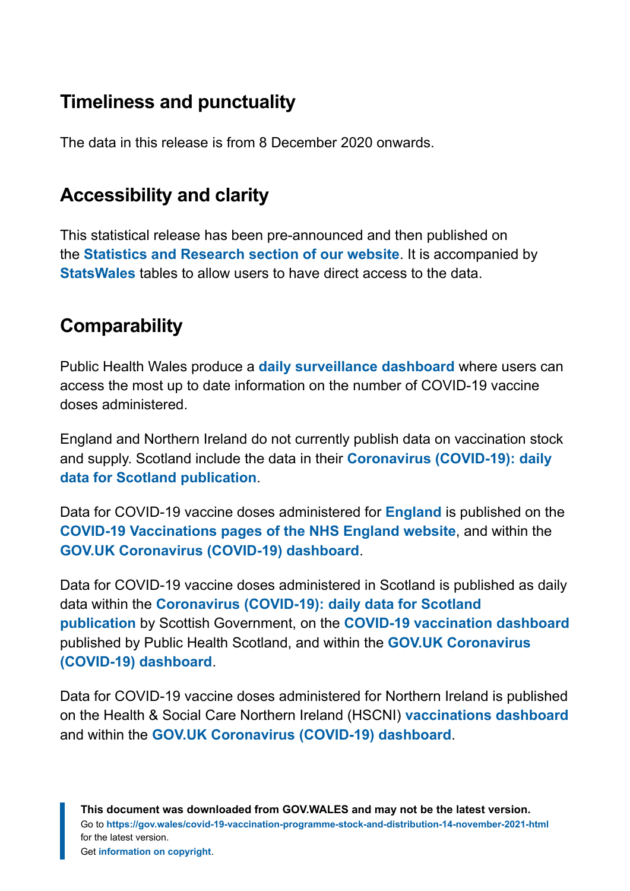## Timeliness and punctuality

The data in this release is from 8 December 2020 onwards.

## Accessibility and clarity

This statistical release has been pre-announced and then published on the **Statistics and Research section of our website**. It is accompanied by **StatsWales** tables to allow users to have direct access to the data.

## Comparability

Public Health Wales produce a **daily surveillance dashboard** where users can access the most up to date information on the number of COVID-19 vaccine doses administered.

England and Northern Ireland do not currently publish data on vaccination stock and supply. Scotland include the data in their **Coronavirus (COVID-19): daily data for Scotland publication**.

Data for COVID-19 vaccine doses administered for **England** is published on the **COVID-19 Vaccinations pages of the NHS England website**, and within the **GOV.UK Coronavirus (COVID-19) dashboard**.

Data for COVID-19 vaccine doses administered in Scotland is published as daily data within the **Coronavirus (COVID-19): daily data for Scotland publication** by Scottish Government, on the **COVID-19 vaccination dashboard** published by Public Health Scotland, and within the **GOV.UK Coronavirus (COVID-19) dashboard**.

Data for COVID-19 vaccine doses administered for Northern Ireland is published on the Health & Social Care Northern Ireland (HSCNI) **vaccinations dashboard** and within the **GOV.UK Coronavirus (COVID-19) dashboard**.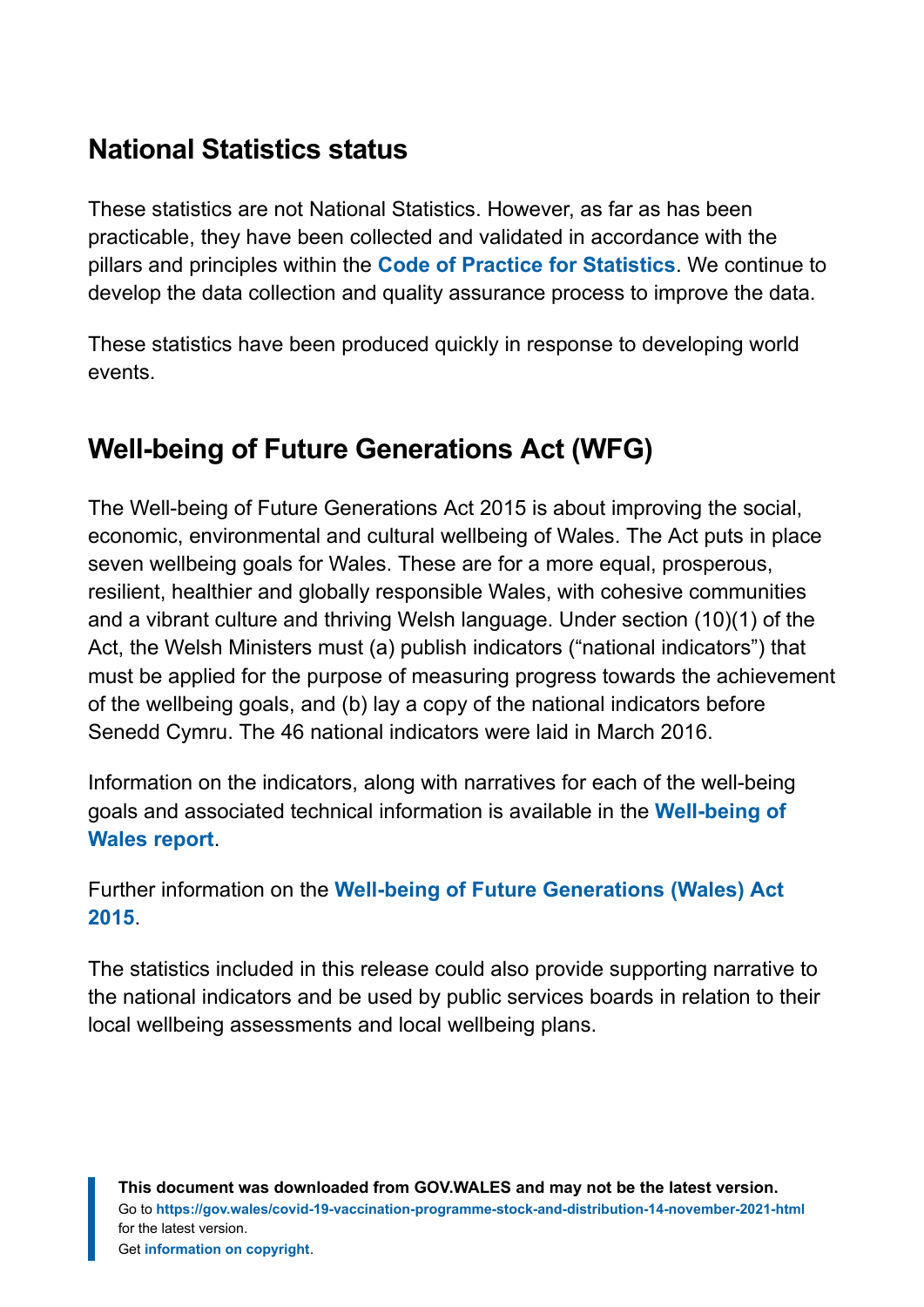## National Statistics status

These statistics are not National Statistics. However, as far as has been practicable, they have been collected and validated in accordance with the pillars and principles within the **Code of Practice for Statistics**. We continue to develop the data collection and quality assurance process to improve the data.

These statistics have been produced quickly in response to developing world events.

## Well-being of Future Generations Act (WFG)

The Well-being of Future Generations Act 2015 is about improving the social, economic, environmental and cultural wellbeing of Wales. The Act puts in place seven wellbeing goals for Wales. These are for a more equal, prosperous, resilient, healthier and globally responsible Wales, with cohesive communities and a vibrant culture and thriving Welsh language. Under section (10)(1) of the Act, the Welsh Ministers must (a) publish indicators ("national indicators") that must be applied for the purpose of measuring progress towards the achievement of the wellbeing goals, and (b) lay a copy of the national indicators before Senedd Cymru. The 46 national indicators were laid in March 2016.

Information on the indicators, along with narratives for each of the well-being goals and associated technical information is available in the **Well-being of Wales report**.

Further information on the **Well-being of Future Generations (Wales) Act 2015**.

The statistics included in this release could also provide supporting narrative to the national indicators and be used by public services boards in relation to their local wellbeing assessments and local wellbeing plans.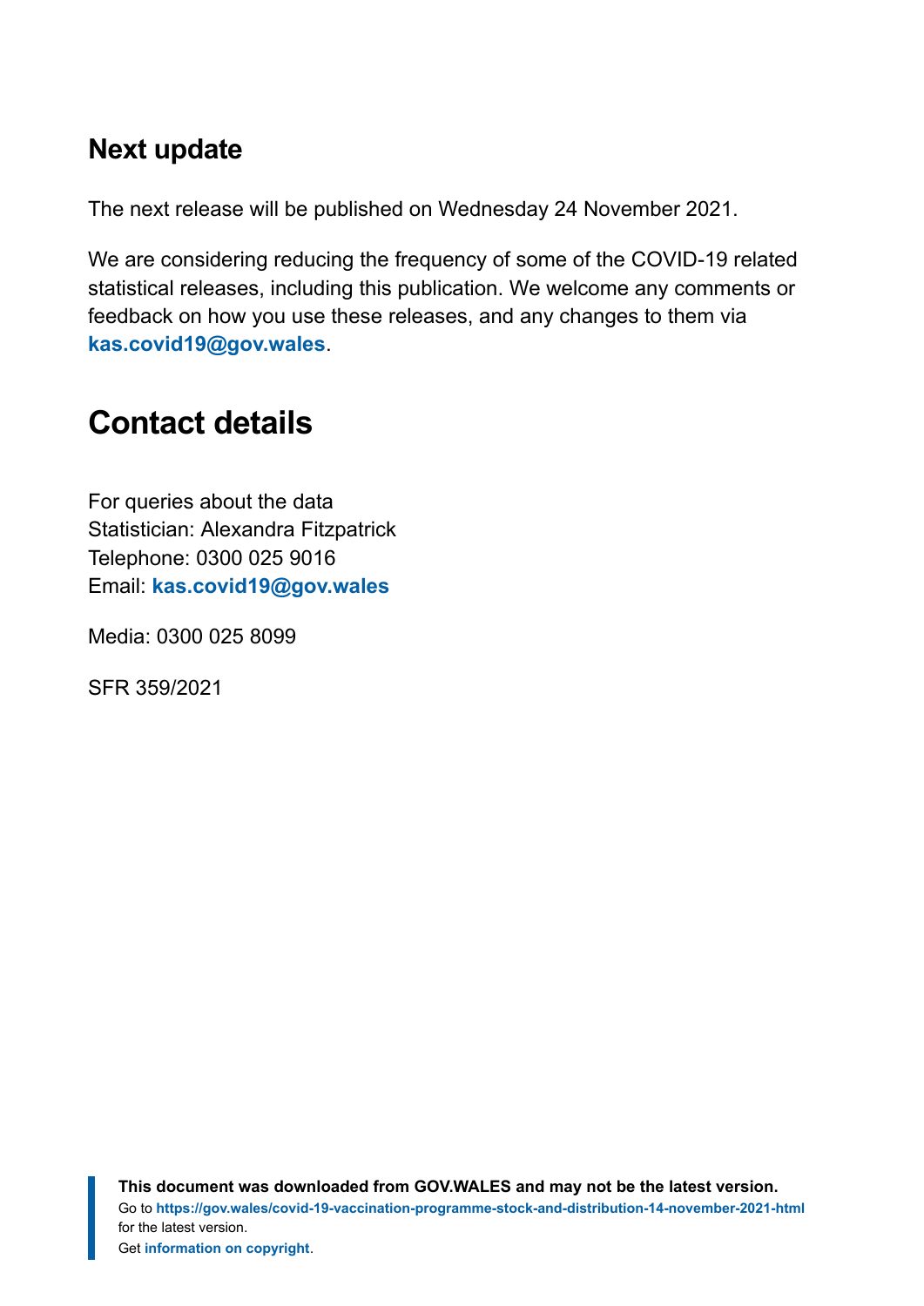## Next update

The next release will be published on Wednesday 24 November 2021.

We are considering reducing the frequency of some of the COVID-19 related statistical releases, including this publication. We welcome any comments or feedback on how you use these releases, and any changes to them via **kas.covid19@gov.wales**.

# Contact details

For queries about the data
Statistician: Alexandra Fitzpatrick
Telephone: 0300 025 9016
Email: **kas.covid19@gov.wales**

Media: 0300 025 8099

SFR 359/2021

**This document was downloaded from GOV.WALES and may not be the latest version.**
Go to **https://gov.wales/covid-19-vaccination-programme-stock-and-distribution-14-november-2021-html** for the latest version.
Get **information on copyright**.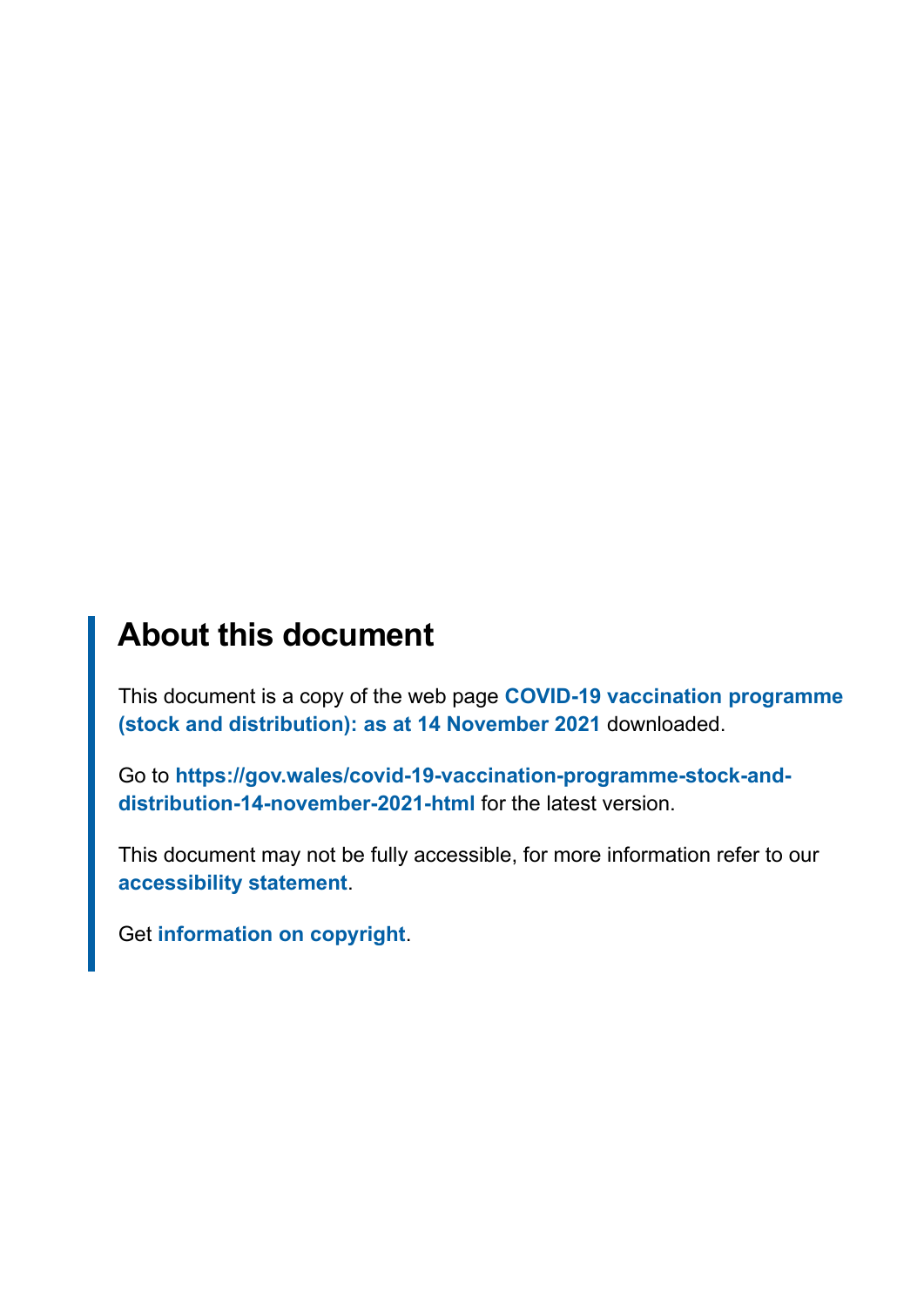## About this document

This document is a copy of the web page **COVID-19 vaccination programme (stock and distribution): as at 14 November 2021** downloaded.

Go to **https://gov.wales/covid-19-vaccination-programme-stock-and-distribution-14-november-2021-html** for the latest version.

This document may not be fully accessible, for more information refer to our **accessibility statement**.

Get **information on copyright**.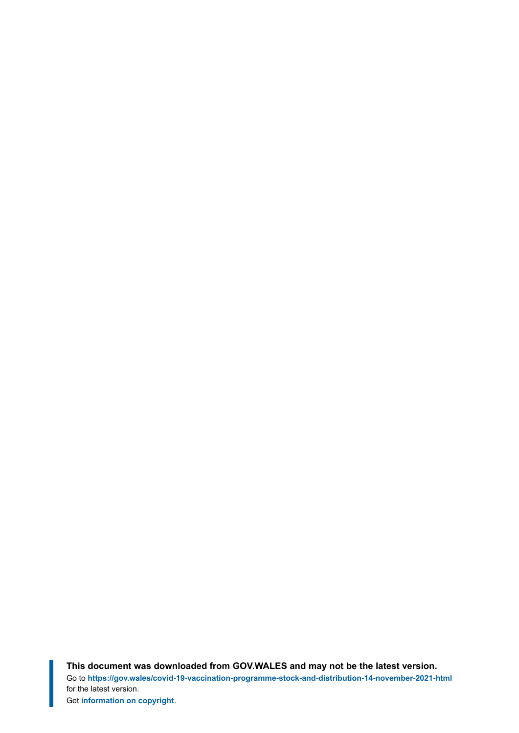**This document was downloaded from GOV.WALES and may not be the latest version.**

Go to **https://gov.wales/covid-19-vaccination-programme-stock-and-distribution-14-november-2021-html** for the latest version.

Get **information on copyright**.